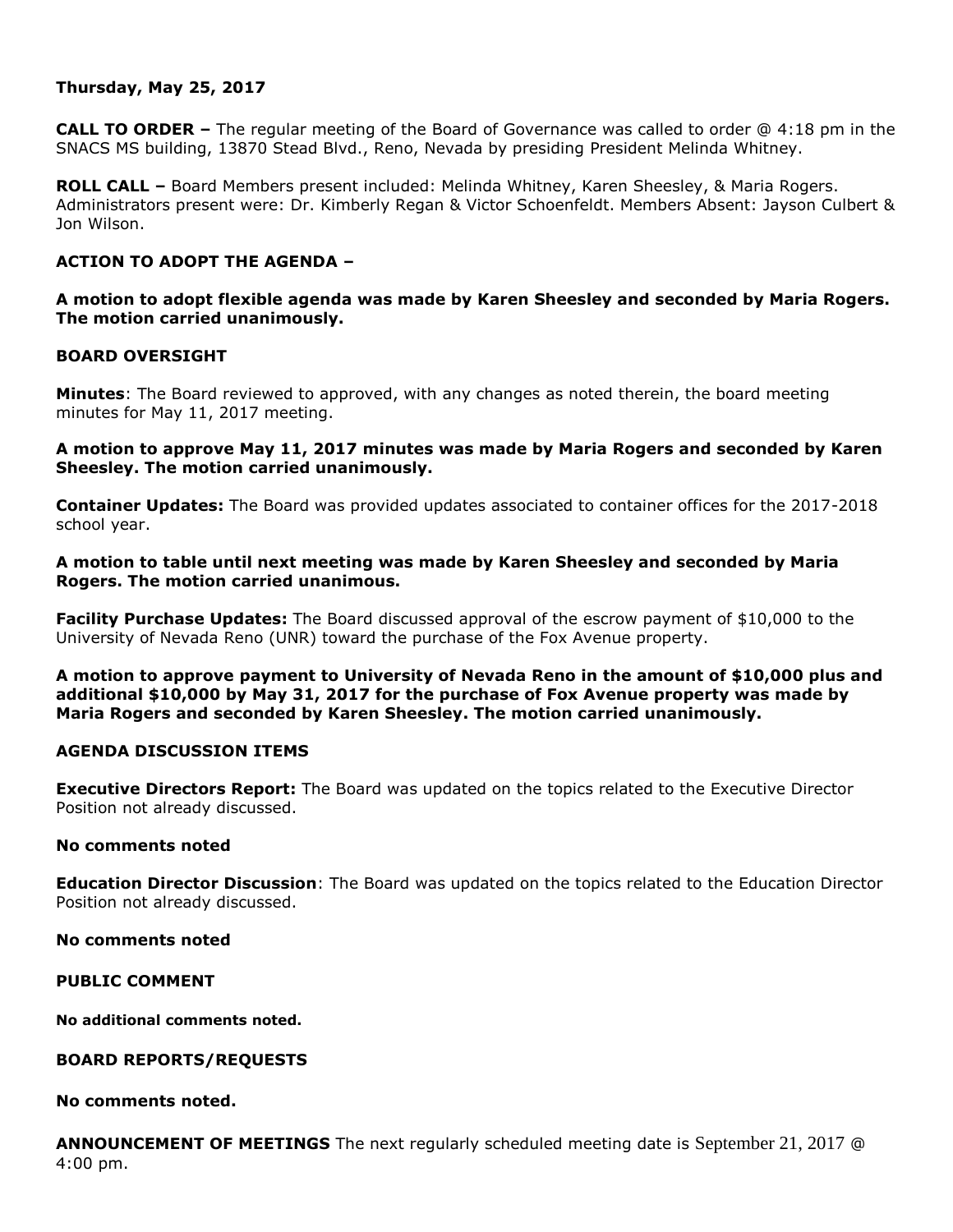**Thursday, May 25, 2017**

**CALL TO ORDER –** The regular meeting of the Board of Governance was called to order @ 4:18 pm in the SNACS MS building, 13870 Stead Blvd., Reno, Nevada by presiding President Melinda Whitney.

**ROLL CALL –** Board Members present included: Melinda Whitney, Karen Sheesley, & Maria Rogers. Administrators present were: Dr. Kimberly Regan & Victor Schoenfeldt. Members Absent: Jayson Culbert & Jon Wilson.

**ACTION TO ADOPT THE AGENDA –**

**A motion to adopt flexible agenda was made by Karen Sheesley and seconded by Maria Rogers. The motion carried unanimously.**

**BOARD OVERSIGHT**

**Minutes**: The Board reviewed to approved, with any changes as noted therein, the board meeting minutes for May 11, 2017 meeting.

**A motion to approve May 11, 2017 minutes was made by Maria Rogers and seconded by Karen Sheesley. The motion carried unanimously.**

**Container Updates:** The Board was provided updates associated to container offices for the 2017-2018 school year.

**A motion to table until next meeting was made by Karen Sheesley and seconded by Maria Rogers. The motion carried unanimous.**

**Facility Purchase Updates:** The Board discussed approval of the escrow payment of $10,000 to the University of Nevada Reno (UNR) toward the purchase of the Fox Avenue property.

**A motion to approve payment to University of Nevada Reno in the amount of $10,000 plus and additional $10,000 by May 31, 2017 for the purchase of Fox Avenue property was made by Maria Rogers and seconded by Karen Sheesley. The motion carried unanimously.**

**AGENDA DISCUSSION ITEMS**

**Executive Directors Report:** The Board was updated on the topics related to the Executive Director Position not already discussed.

**No comments noted**

**Education Director Discussion**: The Board was updated on the topics related to the Education Director Position not already discussed.

**No comments noted**

**PUBLIC COMMENT**

**No additional comments noted.**

**BOARD REPORTS/REQUESTS**

**No comments noted.**

**ANNOUNCEMENT OF MEETINGS** The next regularly scheduled meeting date is September 21, 2017 @ 4:00 pm.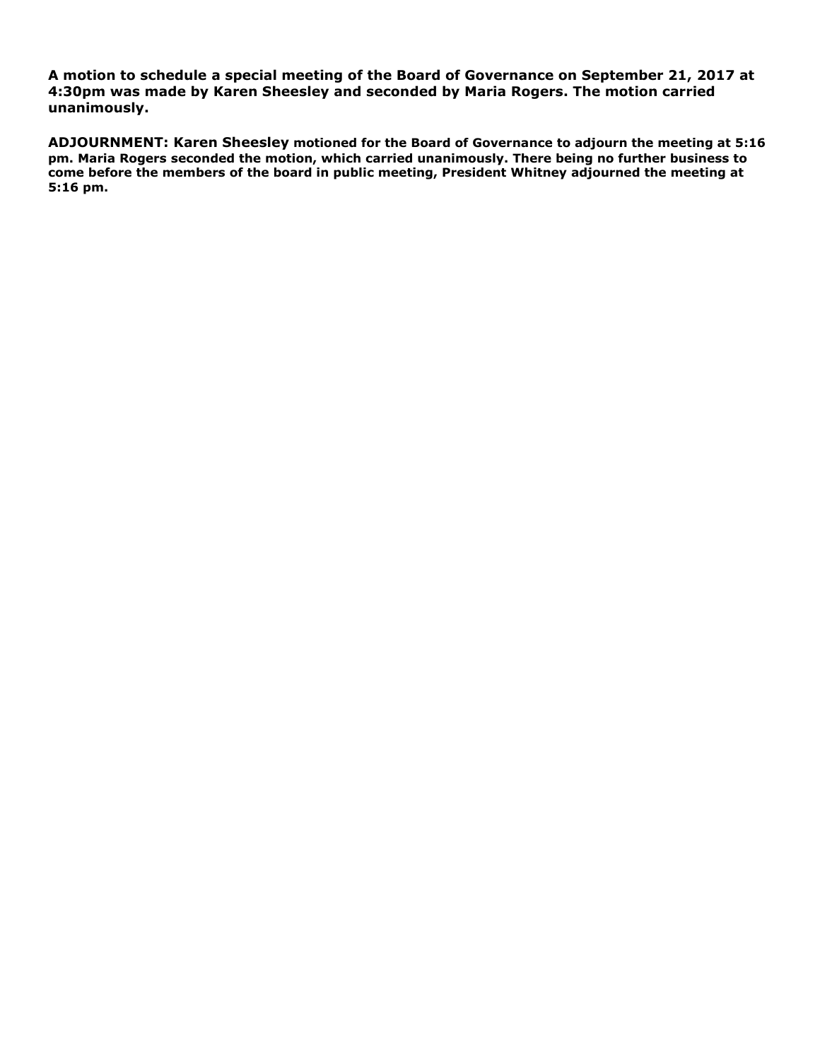**A motion to schedule a special meeting of the Board of Governance on September 21, 2017 at 4:30pm was made by Karen Sheesley and seconded by Maria Rogers. The motion carried unanimously.**

**ADJOURNMENT: Karen Sheesley motioned for the Board of Governance to adjourn the meeting at 5:16 pm. Maria Rogers seconded the motion, which carried unanimously. There being no further business to come before the members of the board in public meeting, President Whitney adjourned the meeting at 5:16 pm.**